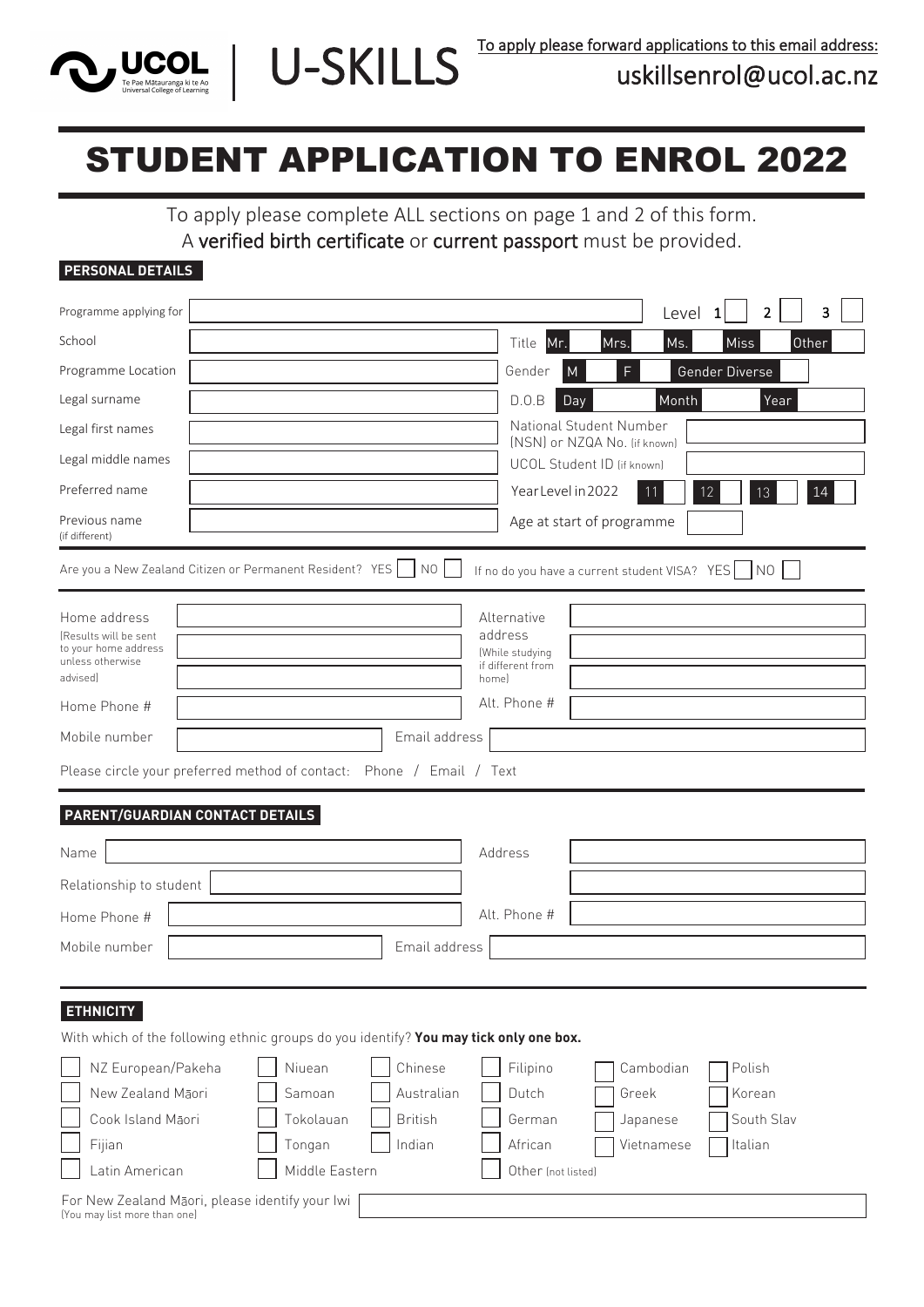UCOL Te Pae Mātauranga ki te Ao Universal College of Learning | U-SKILLS

To apply please forward applications to this email address: uskillsenrol@ucol.ac.nz

# STUDENT APPLICATION TO ENROL 2022

To apply please complete ALL sections on page 1 and 2 of this form.
A **verified birth certificate** or **current passport** must be provided.

## PERSONAL DETAILS

| | | | |
|---|---|---|---|
| Programme applying for | | Level 1 ☐ 2 ☐ 3 ☐ | |
| School | | Title | Mr. ☐ Mrs. ☐ Ms. ☐ Miss ☐ Other ☐ |
| Programme Location | | Gender | M ☐ F ☐ Gender Diverse ☐ |
| Legal surname | | D.O.B | Day ☐ Month ☐ Year ☐ |
| Legal first names | | National Student Number (NSN) or NZQA No. (if known) | |
| Legal middle names | | UCOL Student ID (if known) | |
| Preferred name | | Year Level in 2022 | 11 ☐ 12 ☐ 13 ☐ 14 ☐ |
| Previous name (if different) | | Age at start of programme | |

Are you a New Zealand Citizen or Permanent Resident? YES ☐ NO ☐ If no do you have a current student VISA? YES ☐ NO ☐

| | | | |
|---|---|---|---|
| Home address (Results will be sent to your home address unless otherwise advised) | | Alternative address (While studying if different from home) | |
| Home Phone # | | Alt. Phone # | |
| Mobile number | | Email address | |

Please circle your preferred method of contact: Phone / Email / Text

## PARENT/GUARDIAN CONTACT DETAILS

| | | | |
|---|---|---|---|
| Name | | Address | |
| Relationship to student | | | |
| Home Phone # | | Alt. Phone # | |
| Mobile number | | Email address | |

## ETHNICITY

With which of the following ethnic groups do you identify? **You may tick only one box.**

| | | | | | |
|---|---|---|---|---|---|
| ☐ NZ European/Pakeha | ☐ Niuean | ☐ Chinese | ☐ Filipino | ☐ Cambodian | ☐ Polish |
| ☐ New Zealand Māori | ☐ Samoan | ☐ Australian | ☐ Dutch | ☐ Greek | ☐ Korean |
| ☐ Cook Island Māori | ☐ Tokolauan | ☐ British | ☐ German | ☐ Japanese | ☐ South Slav |
| ☐ Fijian | ☐ Tongan | ☐ Indian | ☐ African | ☐ Vietnamese | ☐ Italian |
| ☐ Latin American | ☐ Middle Eastern | | ☐ Other (not listed) | | |

For New Zealand Māori, please identify your Iwi (You may list more than one) ____________________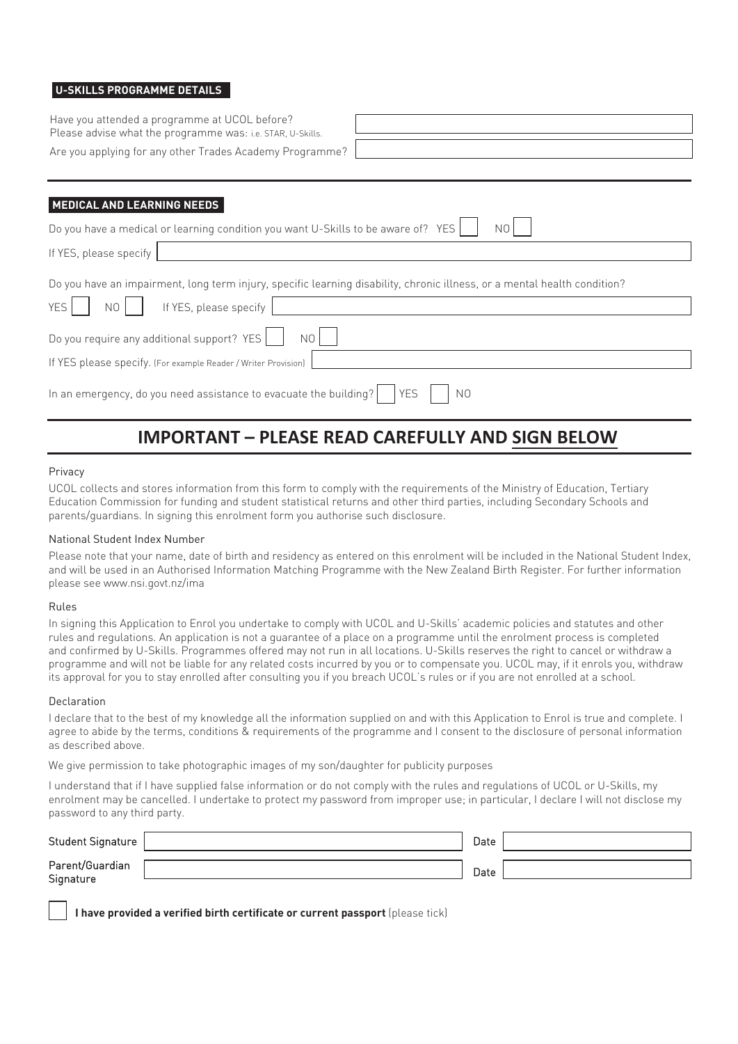## U-SKILLS PROGRAMME DETAILS

Have you attended a programme at UCOL before?
Please advise what the programme was: i.e. STAR, U-Skills.

Are you applying for any other Trades Academy Programme?

## MEDICAL AND LEARNING NEEDS

Do you have a medical or learning condition you want U-Skills to be aware of? YES ☐ NO ☐

If YES, please specify

Do you have an impairment, long term injury, specific learning disability, chronic illness, or a mental health condition?

YES ☐ NO ☐ If YES, please specify

Do you require any additional support? YES ☐ NO ☐

If YES please specify. (For example Reader / Writer Provision)

In an emergency, do you need assistance to evacuate the building? ☐ YES ☐ NO

# IMPORTANT – PLEASE READ CAREFULLY AND SIGN BELOW

Privacy

UCOL collects and stores information from this form to comply with the requirements of the Ministry of Education, Tertiary Education Commission for funding and student statistical returns and other third parties, including Secondary Schools and parents/guardians. In signing this enrolment form you authorise such disclosure.

National Student Index Number

Please note that your name, date of birth and residency as entered on this enrolment will be included in the National Student Index, and will be used in an Authorised Information Matching Programme with the New Zealand Birth Register. For further information please see www.nsi.govt.nz/ima

Rules

In signing this Application to Enrol you undertake to comply with UCOL and U-Skills' academic policies and statutes and other rules and regulations. An application is not a guarantee of a place on a programme until the enrolment process is completed and confirmed by U-Skills. Programmes offered may not run in all locations. U-Skills reserves the right to cancel or withdraw a programme and will not be liable for any related costs incurred by you or to compensate you. UCOL may, if it enrols you, withdraw its approval for you to stay enrolled after consulting you if you breach UCOL's rules or if you are not enrolled at a school.

Declaration

I declare that to the best of my knowledge all the information supplied on and with this Application to Enrol is true and complete. I agree to abide by the terms, conditions & requirements of the programme and I consent to the disclosure of personal information as described above.

We give permission to take photographic images of my son/daughter for publicity purposes

I understand that if I have supplied false information or do not comply with the rules and regulations of UCOL or U-Skills, my enrolment may be cancelled. I undertake to protect my password from improper use; in particular, I declare I will not disclose my password to any third party.

Student Signature ______________________ Date ____________

Parent/Guardian Signature ______________________ Date ____________

☐ **I have provided a verified birth certificate or current passport** (please tick)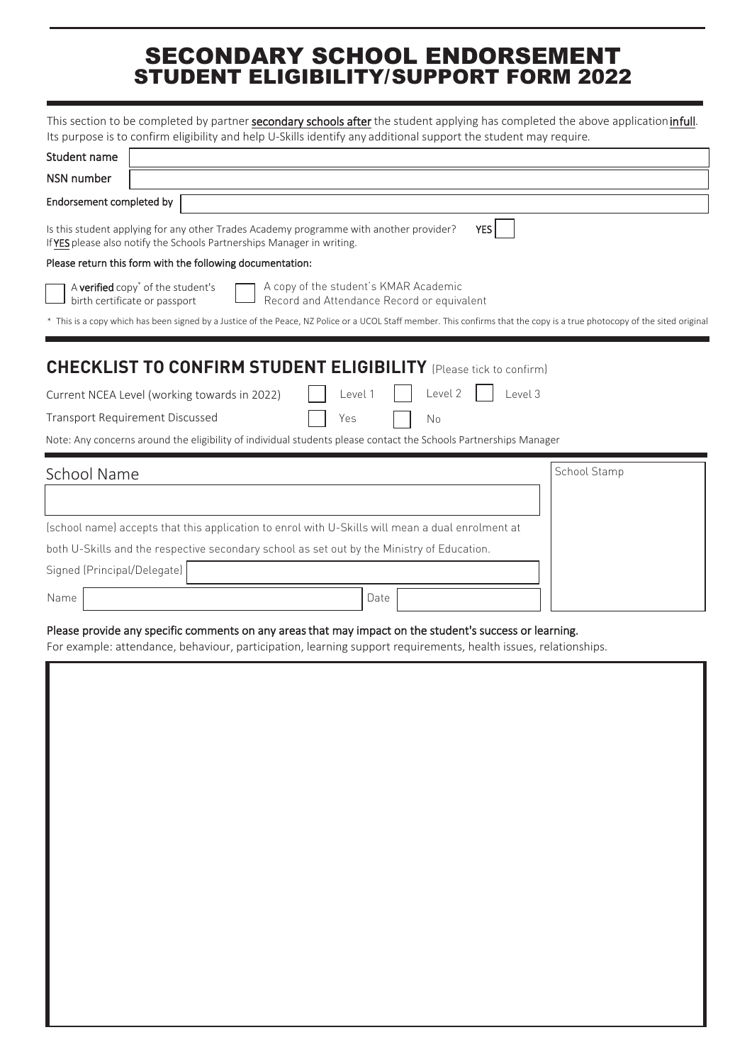# SECONDARY SCHOOL ENDORSEMENT
## STUDENT ELIGIBILITY/SUPPORT FORM 2022

This section to be completed by partner **secondary schools after** the student applying has completed the above application **infull**. Its purpose is to confirm eligibility and help U-Skills identify any additional support the student may require.

Student name

NSN number

Endorsement completed by

Is this student applying for any other Trades Academy programme with another provider? **YES** ☐
If **YES** please also notify the Schools Partnerships Manager in writing.

Please return this form with the following documentation:

☐ A **verified** copy* of the student's birth certificate or passport

☐ A copy of the student's KMAR Academic Record and Attendance Record or equivalent

\* This is a copy which has been signed by a Justice of the Peace, NZ Police or a UCOL Staff member. This confirms that the copy is a true photocopy of the sited original

## CHECKLIST TO CONFIRM STUDENT ELIGIBILITY (Please tick to confirm)

Current NCEA Level (working towards in 2022) ☐ Level 1 ☐ Level 2 ☐ Level 3

Transport Requirement Discussed ☐ Yes ☐ No

Note: Any concerns around the eligibility of individual students please contact the Schools Partnerships Manager

School Name

School Stamp

(school name) accepts that this application to enrol with U-Skills will mean a dual enrolment at both U-Skills and the respective secondary school as set out by the Ministry of Education.

Signed (Principal/Delegate)

Name

Date

**Please provide any specific comments on any areas that may impact on the student's success or learning.**
For example: attendance, behaviour, participation, learning support requirements, health issues, relationships.